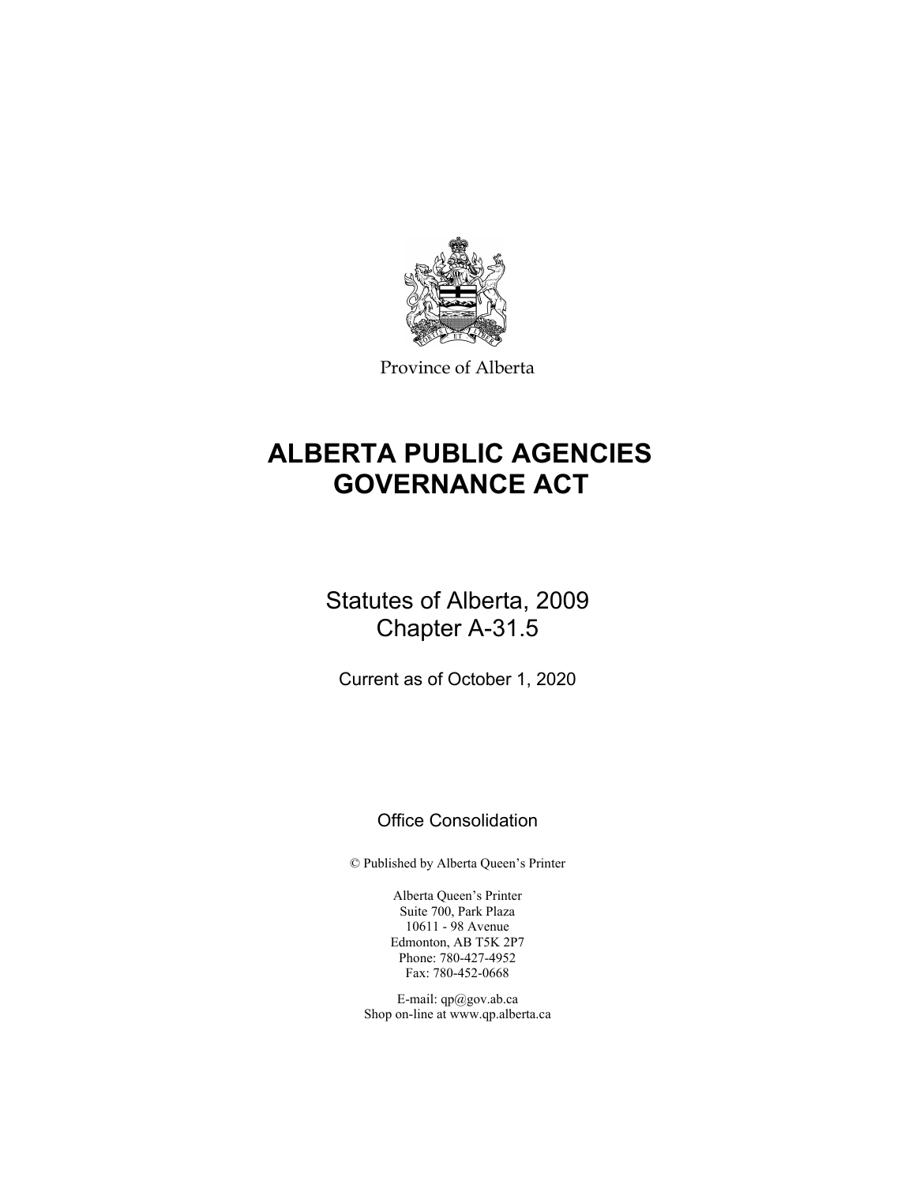Province of Alberta

# ALBERTA PUBLIC AGENCIES GOVERNANCE ACT

Statutes of Alberta, 2009
Chapter A-31.5

Current as of October 1, 2020

Office Consolidation

© Published by Alberta Queen's Printer

Alberta Queen's Printer
Suite 700, Park Plaza
10611 - 98 Avenue
Edmonton, AB T5K 2P7
Phone: 780-427-4952
Fax: 780-452-0668

E-mail: qp@gov.ab.ca
Shop on-line at www.qp.alberta.ca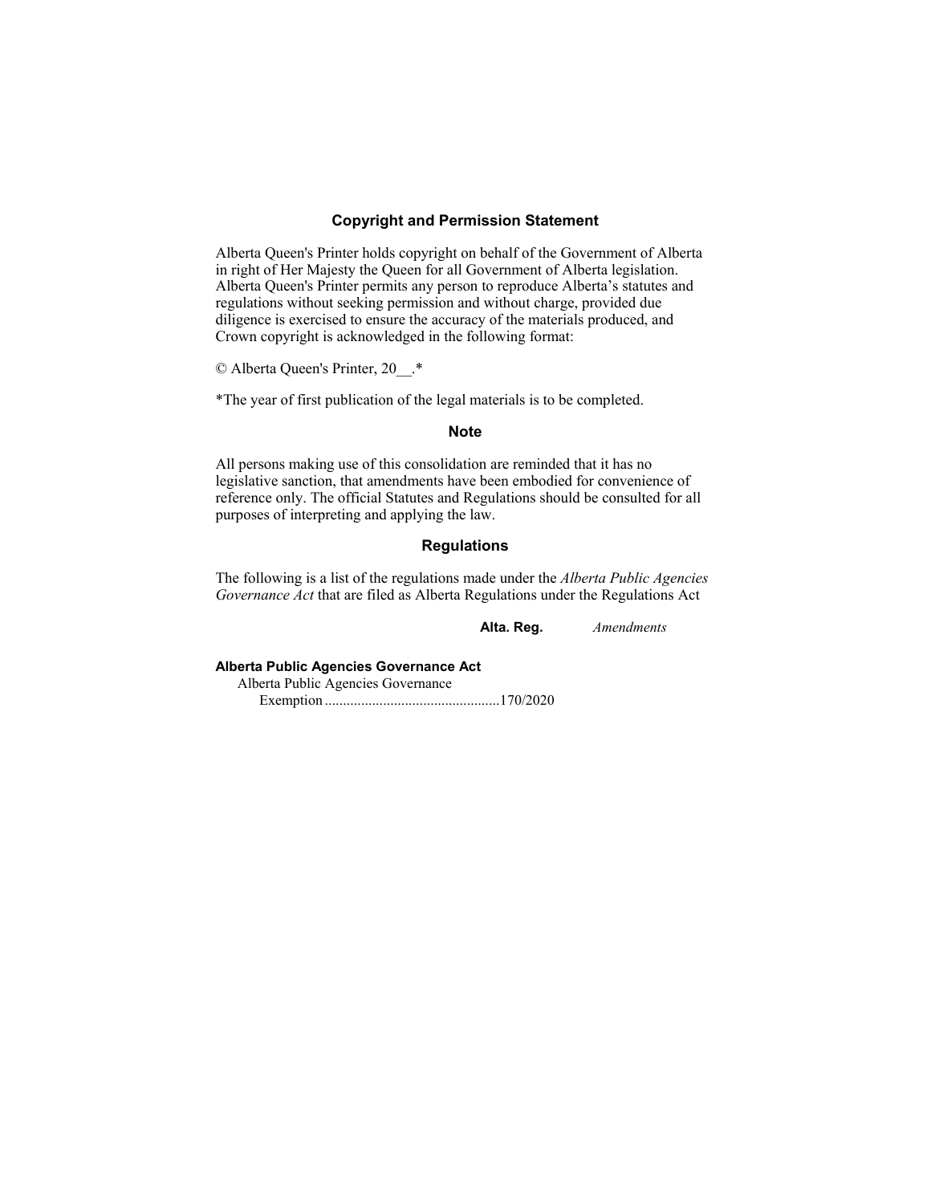## Copyright and Permission Statement

Alberta Queen's Printer holds copyright on behalf of the Government of Alberta in right of Her Majesty the Queen for all Government of Alberta legislation. Alberta Queen's Printer permits any person to reproduce Alberta's statutes and regulations without seeking permission and without charge, provided due diligence is exercised to ensure the accuracy of the materials produced, and Crown copyright is acknowledged in the following format:

© Alberta Queen's Printer, 20__.*

*The year of first publication of the legal materials is to be completed.

## Note

All persons making use of this consolidation are reminded that it has no legislative sanction, that amendments have been embodied for convenience of reference only. The official Statutes and Regulations should be consulted for all purposes of interpreting and applying the law.

## Regulations

The following is a list of the regulations made under the *Alberta Public Agencies Governance Act* that are filed as Alberta Regulations under the Regulations Act

| | **Alta. Reg.** | *Amendments* |
|---|---|---|
| **Alberta Public Agencies Governance Act** | | |
| Alberta Public Agencies Governance Exemption | 170/2020 | |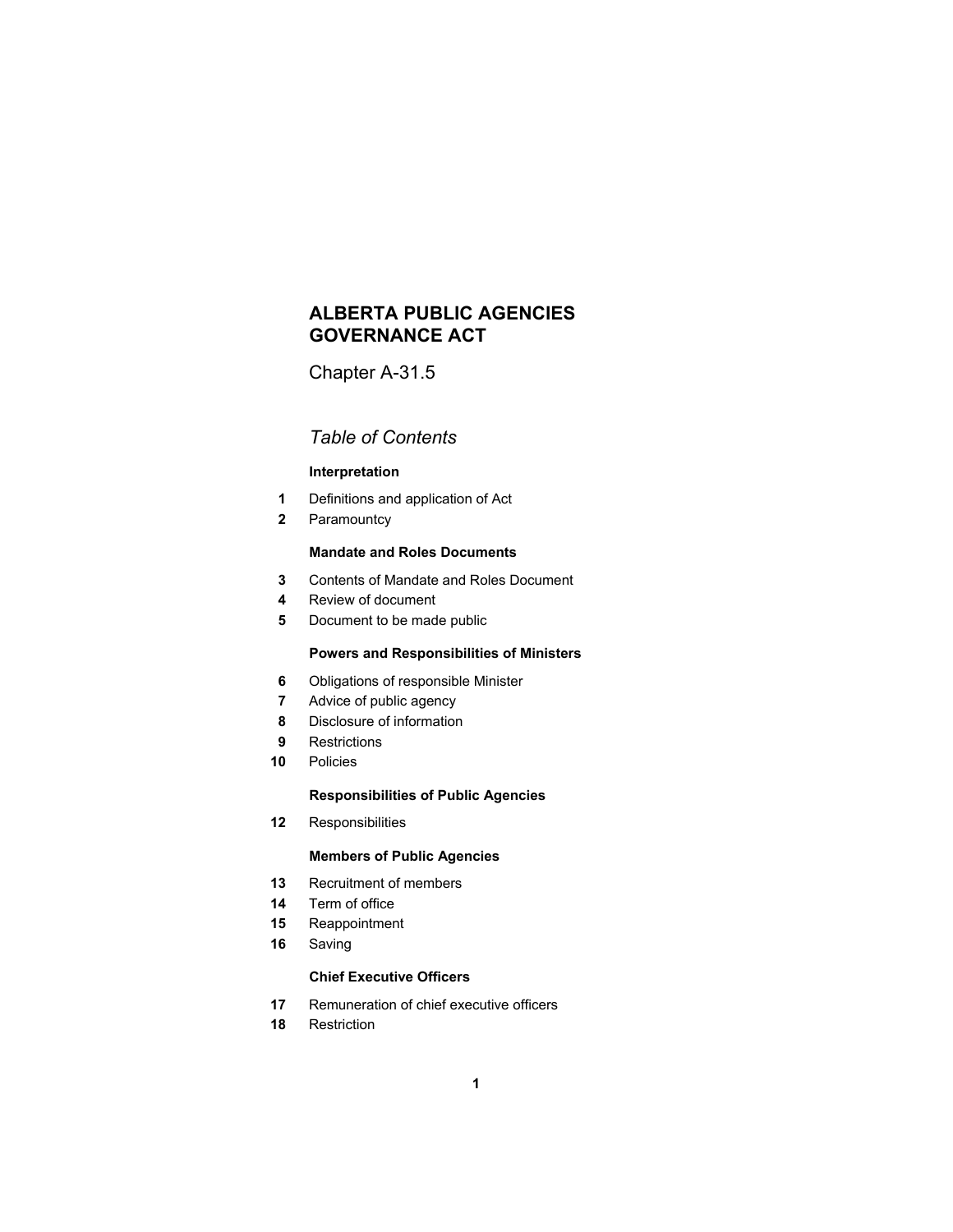# ALBERTA PUBLIC AGENCIES GOVERNANCE ACT

Chapter A-31.5

*Table of Contents*

**Interpretation**

1 Definitions and application of Act
2 Paramountcy

**Mandate and Roles Documents**

3 Contents of Mandate and Roles Document
4 Review of document
5 Document to be made public

**Powers and Responsibilities of Ministers**

6 Obligations of responsible Minister
7 Advice of public agency
8 Disclosure of information
9 Restrictions
10 Policies

**Responsibilities of Public Agencies**

12 Responsibilities

**Members of Public Agencies**

13 Recruitment of members
14 Term of office
15 Reappointment
16 Saving

**Chief Executive Officers**

17 Remuneration of chief executive officers
18 Restriction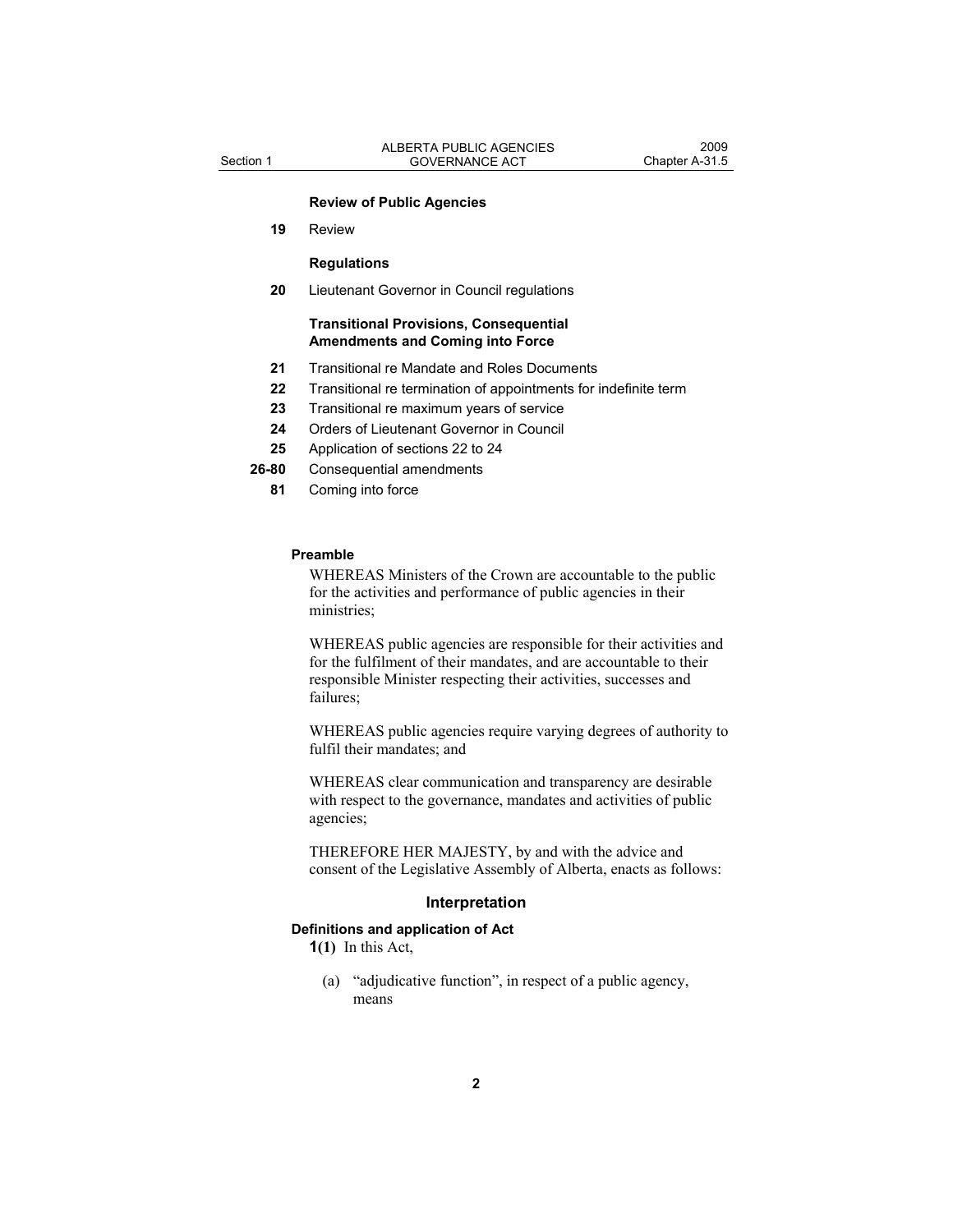**Review of Public Agencies**

19 Review

**Regulations**

20 Lieutenant Governor in Council regulations

**Transitional Provisions, Consequential Amendments and Coming into Force**

21 Transitional re Mandate and Roles Documents

22 Transitional re termination of appointments for indefinite term

23 Transitional re maximum years of service

24 Orders of Lieutenant Governor in Council

25 Application of sections 22 to 24

26-80 Consequential amendments

81 Coming into force

**Preamble**

WHEREAS Ministers of the Crown are accountable to the public for the activities and performance of public agencies in their ministries;

WHEREAS public agencies are responsible for their activities and for the fulfilment of their mandates, and are accountable to their responsible Minister respecting their activities, successes and failures;

WHEREAS public agencies require varying degrees of authority to fulfil their mandates; and

WHEREAS clear communication and transparency are desirable with respect to the governance, mandates and activities of public agencies;

THEREFORE HER MAJESTY, by and with the advice and consent of the Legislative Assembly of Alberta, enacts as follows:

## Interpretation

**Definitions and application of Act**

**1(1)** In this Act,

(a) "adjudicative function", in respect of a public agency, means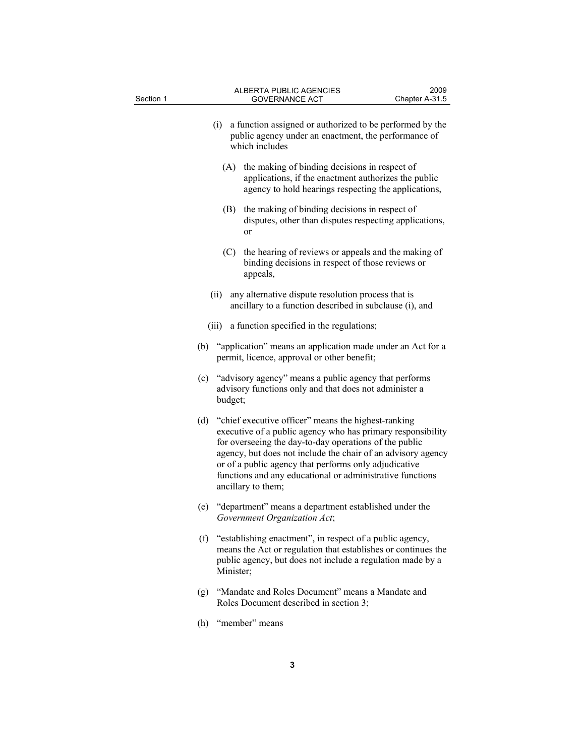(i) a function assigned or authorized to be performed by the public agency under an enactment, the performance of which includes

(A) the making of binding decisions in respect of applications, if the enactment authorizes the public agency to hold hearings respecting the applications,

(B) the making of binding decisions in respect of disputes, other than disputes respecting applications, or

(C) the hearing of reviews or appeals and the making of binding decisions in respect of those reviews or appeals,

(ii) any alternative dispute resolution process that is ancillary to a function described in subclause (i), and

(iii) a function specified in the regulations;

(b) "application" means an application made under an Act for a permit, licence, approval or other benefit;

(c) "advisory agency" means a public agency that performs advisory functions only and that does not administer a budget;

(d) "chief executive officer" means the highest-ranking executive of a public agency who has primary responsibility for overseeing the day-to-day operations of the public agency, but does not include the chair of an advisory agency or of a public agency that performs only adjudicative functions and any educational or administrative functions ancillary to them;

(e) "department" means a department established under the *Government Organization Act*;

(f) "establishing enactment", in respect of a public agency, means the Act or regulation that establishes or continues the public agency, but does not include a regulation made by a Minister;

(g) "Mandate and Roles Document" means a Mandate and Roles Document described in section 3;

(h) "member" means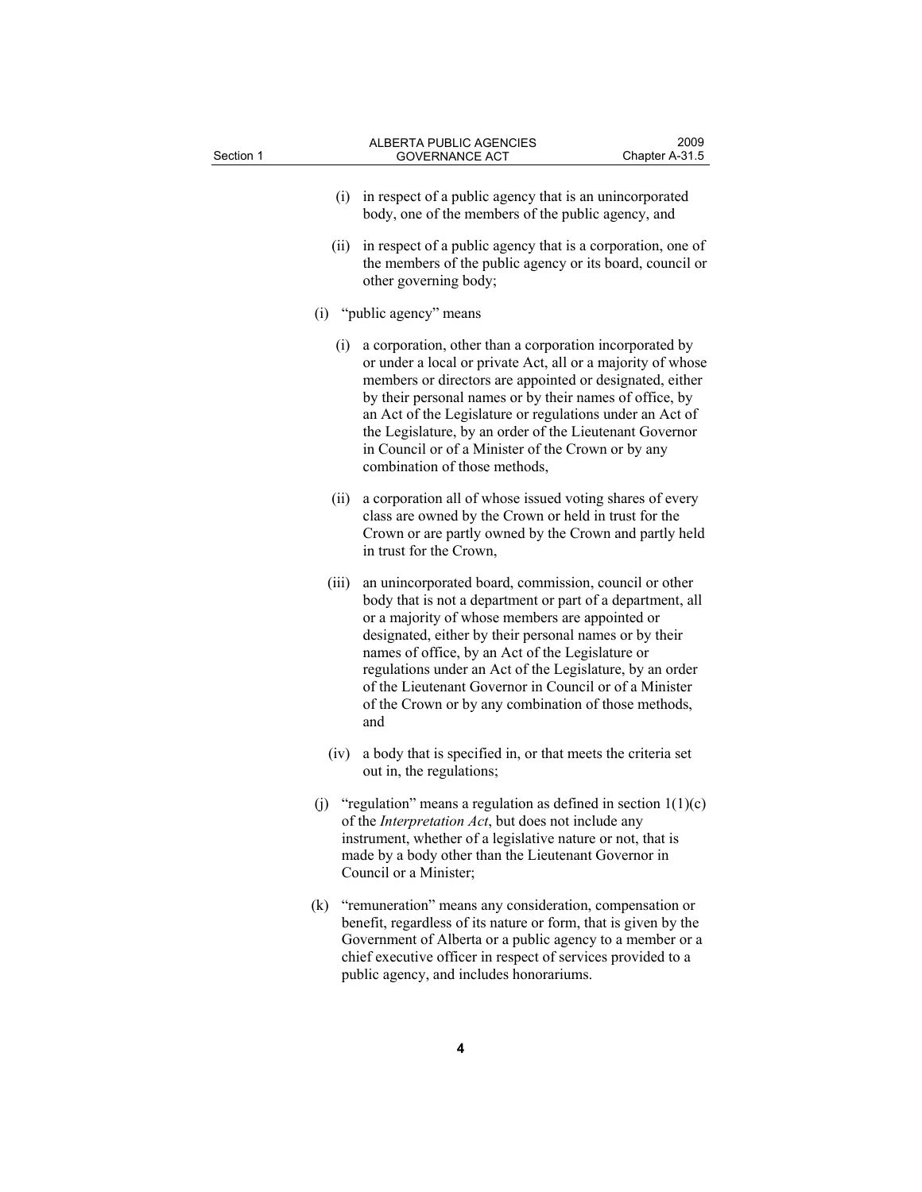(i) in respect of a public agency that is an unincorporated body, one of the members of the public agency, and

(ii) in respect of a public agency that is a corporation, one of the members of the public agency or its board, council or other governing body;

(i) "public agency" means

(i) a corporation, other than a corporation incorporated by or under a local or private Act, all or a majority of whose members or directors are appointed or designated, either by their personal names or by their names of office, by an Act of the Legislature or regulations under an Act of the Legislature, by an order of the Lieutenant Governor in Council or of a Minister of the Crown or by any combination of those methods,

(ii) a corporation all of whose issued voting shares of every class are owned by the Crown or held in trust for the Crown or are partly owned by the Crown and partly held in trust for the Crown,

(iii) an unincorporated board, commission, council or other body that is not a department or part of a department, all or a majority of whose members are appointed or designated, either by their personal names or by their names of office, by an Act of the Legislature or regulations under an Act of the Legislature, by an order of the Lieutenant Governor in Council or of a Minister of the Crown or by any combination of those methods, and

(iv) a body that is specified in, or that meets the criteria set out in, the regulations;

(j) "regulation" means a regulation as defined in section 1(1)(c) of the *Interpretation Act*, but does not include any instrument, whether of a legislative nature or not, that is made by a body other than the Lieutenant Governor in Council or a Minister;

(k) "remuneration" means any consideration, compensation or benefit, regardless of its nature or form, that is given by the Government of Alberta or a public agency to a member or a chief executive officer in respect of services provided to a public agency, and includes honorariums.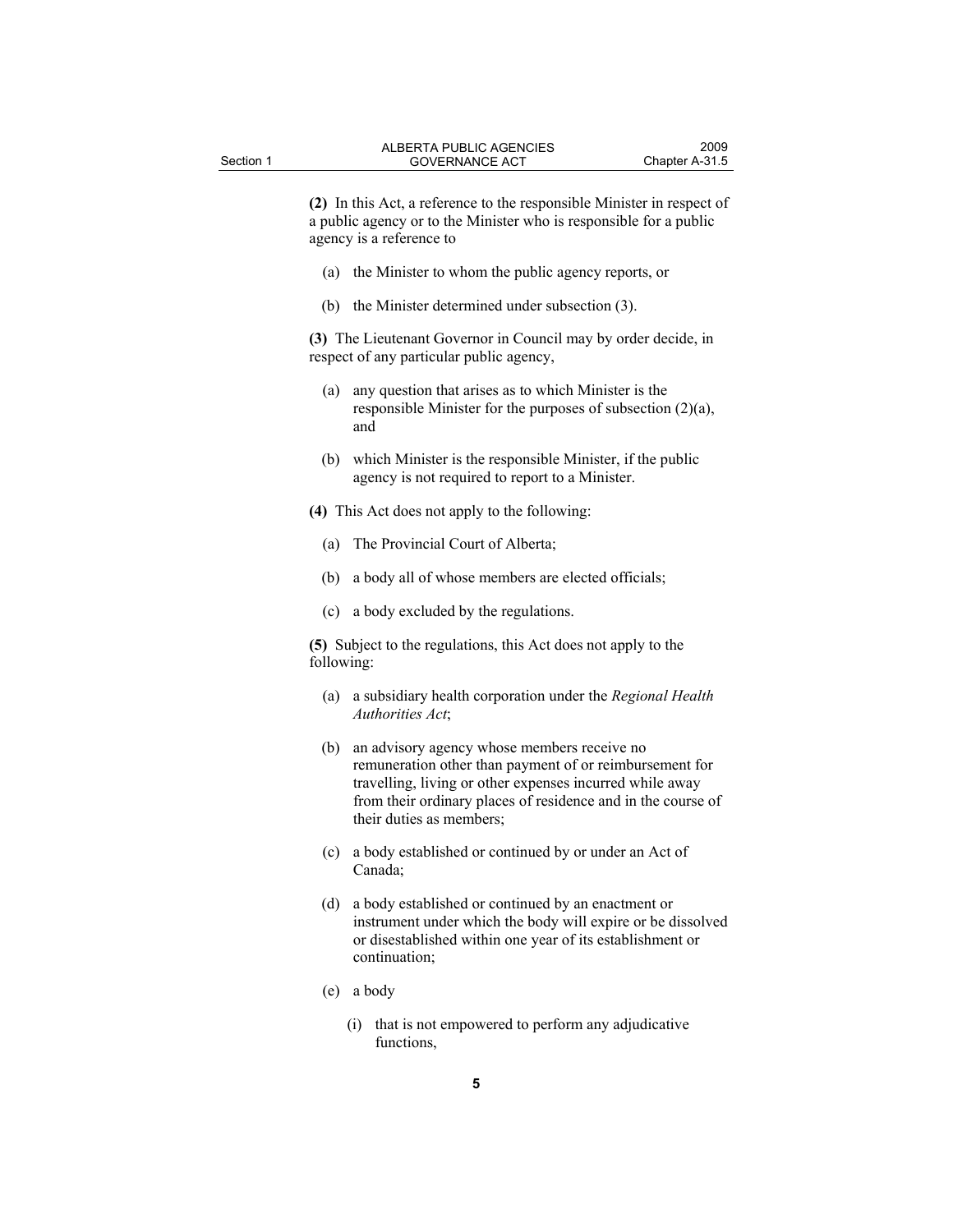**(2)** In this Act, a reference to the responsible Minister in respect of a public agency or to the Minister who is responsible for a public agency is a reference to

(a) the Minister to whom the public agency reports, or

(b) the Minister determined under subsection (3).

**(3)** The Lieutenant Governor in Council may by order decide, in respect of any particular public agency,

(a) any question that arises as to which Minister is the responsible Minister for the purposes of subsection (2)(a), and

(b) which Minister is the responsible Minister, if the public agency is not required to report to a Minister.

**(4)** This Act does not apply to the following:

(a) The Provincial Court of Alberta;

(b) a body all of whose members are elected officials;

(c) a body excluded by the regulations.

**(5)** Subject to the regulations, this Act does not apply to the following:

(a) a subsidiary health corporation under the *Regional Health Authorities Act*;

(b) an advisory agency whose members receive no remuneration other than payment of or reimbursement for travelling, living or other expenses incurred while away from their ordinary places of residence and in the course of their duties as members;

(c) a body established or continued by or under an Act of Canada;

(d) a body established or continued by an enactment or instrument under which the body will expire or be dissolved or disestablished within one year of its establishment or continuation;

(e) a body

(i) that is not empowered to perform any adjudicative functions,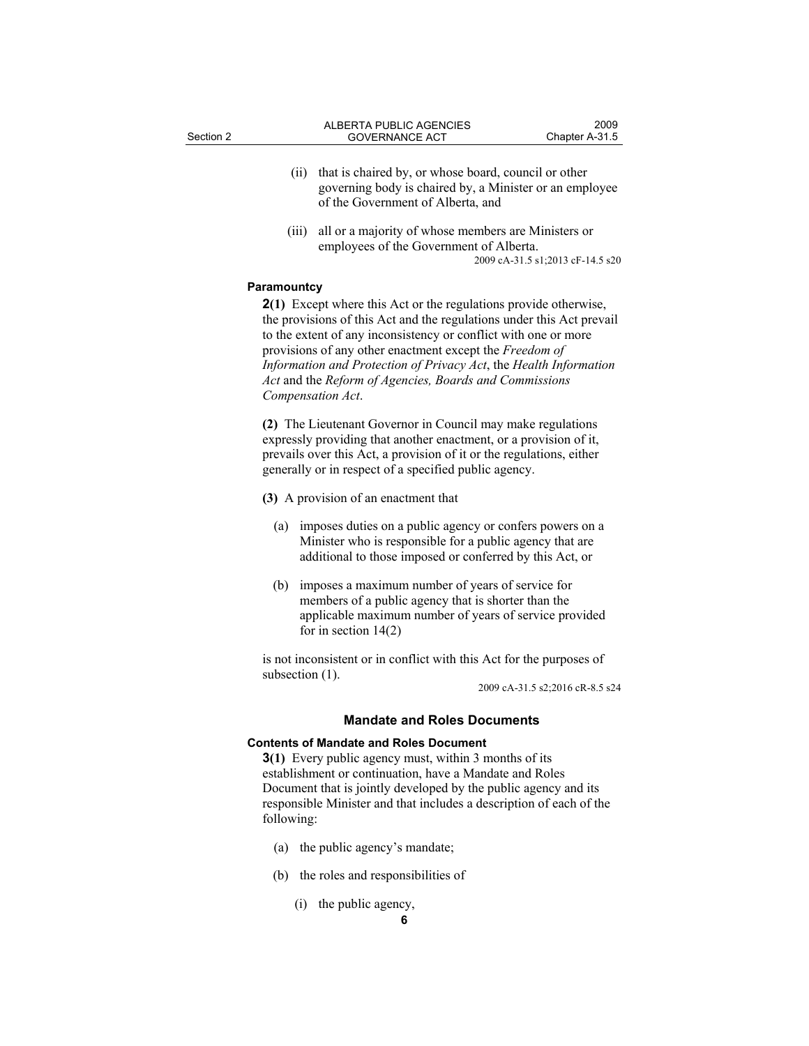(ii) that is chaired by, or whose board, council or other governing body is chaired by, a Minister or an employee of the Government of Alberta, and

(iii) all or a majority of whose members are Ministers or employees of the Government of Alberta.

2009 cA-31.5 s1;2013 cF-14.5 s20

**Paramountcy**

**2(1)** Except where this Act or the regulations provide otherwise, the provisions of this Act and the regulations under this Act prevail to the extent of any inconsistency or conflict with one or more provisions of any other enactment except the *Freedom of Information and Protection of Privacy Act*, the *Health Information Act* and the *Reform of Agencies, Boards and Commissions Compensation Act*.

**(2)** The Lieutenant Governor in Council may make regulations expressly providing that another enactment, or a provision of it, prevails over this Act, a provision of it or the regulations, either generally or in respect of a specified public agency.

**(3)** A provision of an enactment that

(a) imposes duties on a public agency or confers powers on a Minister who is responsible for a public agency that are additional to those imposed or conferred by this Act, or

(b) imposes a maximum number of years of service for members of a public agency that is shorter than the applicable maximum number of years of service provided for in section 14(2)

is not inconsistent or in conflict with this Act for the purposes of subsection (1).

2009 cA-31.5 s2;2016 cR-8.5 s24

## Mandate and Roles Documents

**Contents of Mandate and Roles Document**

**3(1)** Every public agency must, within 3 months of its establishment or continuation, have a Mandate and Roles Document that is jointly developed by the public agency and its responsible Minister and that includes a description of each of the following:

(a) the public agency's mandate;

(b) the roles and responsibilities of

(i) the public agency,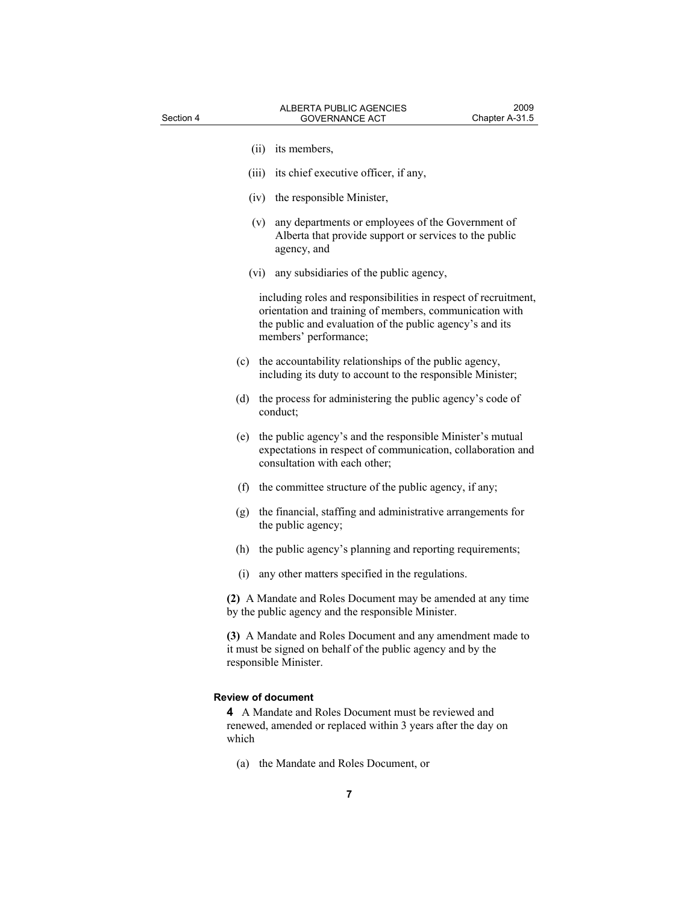(ii) its members,

(iii) its chief executive officer, if any,

(iv) the responsible Minister,

(v) any departments or employees of the Government of Alberta that provide support or services to the public agency, and

(vi) any subsidiaries of the public agency,

including roles and responsibilities in respect of recruitment, orientation and training of members, communication with the public and evaluation of the public agency's and its members' performance;

(c) the accountability relationships of the public agency, including its duty to account to the responsible Minister;

(d) the process for administering the public agency's code of conduct;

(e) the public agency's and the responsible Minister's mutual expectations in respect of communication, collaboration and consultation with each other;

(f) the committee structure of the public agency, if any;

(g) the financial, staffing and administrative arrangements for the public agency;

(h) the public agency's planning and reporting requirements;

(i) any other matters specified in the regulations.

**(2)** A Mandate and Roles Document may be amended at any time by the public agency and the responsible Minister.

**(3)** A Mandate and Roles Document and any amendment made to it must be signed on behalf of the public agency and by the responsible Minister.

**Review of document**

**4** A Mandate and Roles Document must be reviewed and renewed, amended or replaced within 3 years after the day on which

(a) the Mandate and Roles Document, or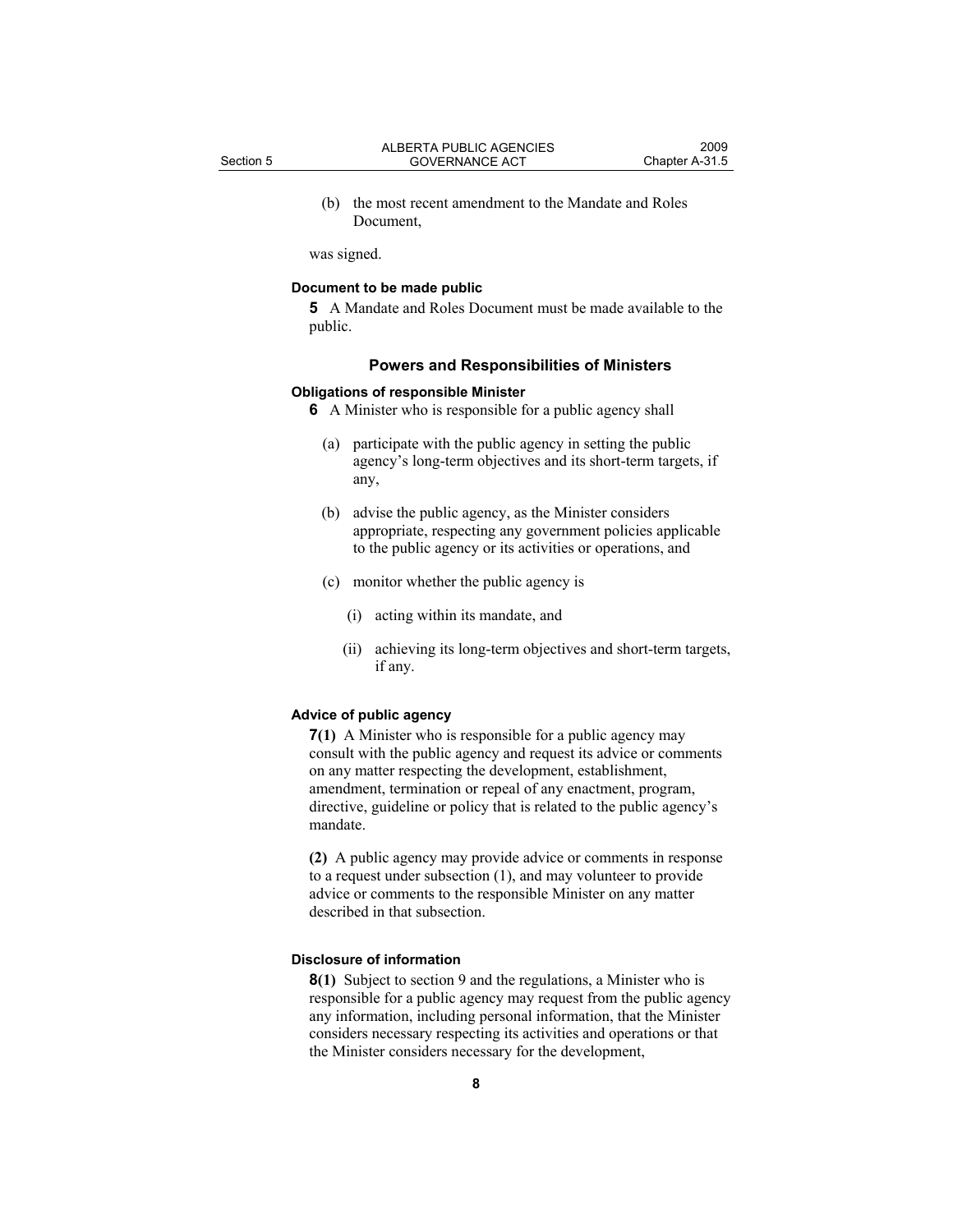(b) the most recent amendment to the Mandate and Roles Document,

was signed.

**Document to be made public**

**5** A Mandate and Roles Document must be made available to the public.

## Powers and Responsibilities of Ministers

**Obligations of responsible Minister**

**6** A Minister who is responsible for a public agency shall

(a) participate with the public agency in setting the public agency's long-term objectives and its short-term targets, if any,

(b) advise the public agency, as the Minister considers appropriate, respecting any government policies applicable to the public agency or its activities or operations, and

(c) monitor whether the public agency is

(i) acting within its mandate, and

(ii) achieving its long-term objectives and short-term targets, if any.

**Advice of public agency**

**7(1)** A Minister who is responsible for a public agency may consult with the public agency and request its advice or comments on any matter respecting the development, establishment, amendment, termination or repeal of any enactment, program, directive, guideline or policy that is related to the public agency's mandate.

**(2)** A public agency may provide advice or comments in response to a request under subsection (1), and may volunteer to provide advice or comments to the responsible Minister on any matter described in that subsection.

**Disclosure of information**

**8(1)** Subject to section 9 and the regulations, a Minister who is responsible for a public agency may request from the public agency any information, including personal information, that the Minister considers necessary respecting its activities and operations or that the Minister considers necessary for the development,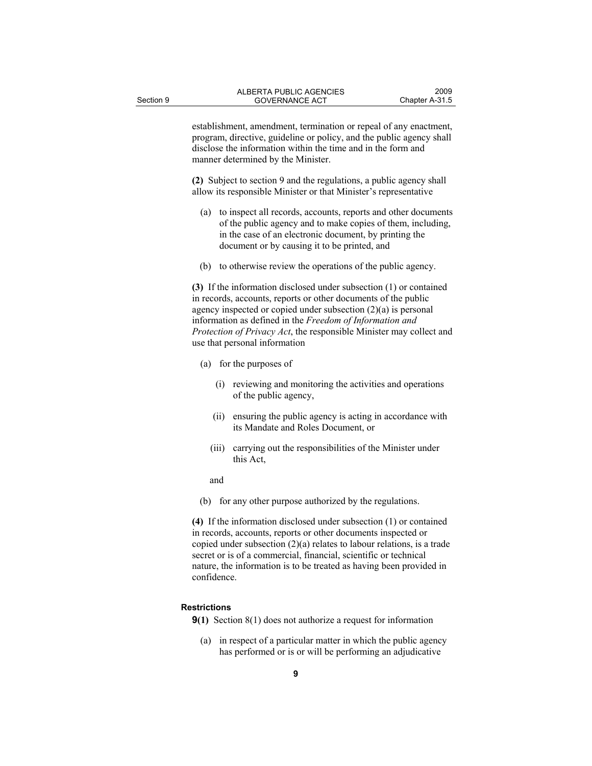establishment, amendment, termination or repeal of any enactment, program, directive, guideline or policy, and the public agency shall disclose the information within the time and in the form and manner determined by the Minister.

**(2)** Subject to section 9 and the regulations, a public agency shall allow its responsible Minister or that Minister's representative

(a) to inspect all records, accounts, reports and other documents of the public agency and to make copies of them, including, in the case of an electronic document, by printing the document or by causing it to be printed, and

(b) to otherwise review the operations of the public agency.

**(3)** If the information disclosed under subsection (1) or contained in records, accounts, reports or other documents of the public agency inspected or copied under subsection (2)(a) is personal information as defined in the *Freedom of Information and Protection of Privacy Act*, the responsible Minister may collect and use that personal information

(a) for the purposes of

(i) reviewing and monitoring the activities and operations of the public agency,

(ii) ensuring the public agency is acting in accordance with its Mandate and Roles Document, or

(iii) carrying out the responsibilities of the Minister under this Act,

and

(b) for any other purpose authorized by the regulations.

**(4)** If the information disclosed under subsection (1) or contained in records, accounts, reports or other documents inspected or copied under subsection (2)(a) relates to labour relations, is a trade secret or is of a commercial, financial, scientific or technical nature, the information is to be treated as having been provided in confidence.

#### Restrictions

**9(1)** Section 8(1) does not authorize a request for information

(a) in respect of a particular matter in which the public agency has performed or is or will be performing an adjudicative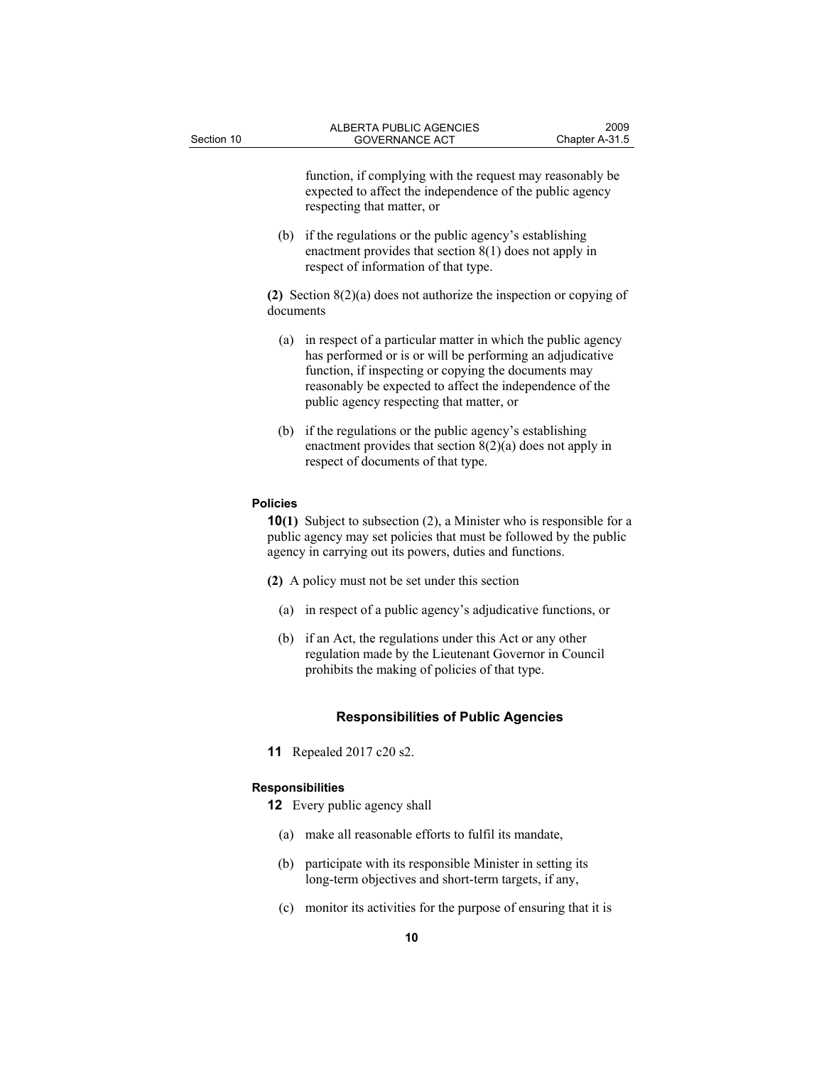function, if complying with the request may reasonably be expected to affect the independence of the public agency respecting that matter, or

(b) if the regulations or the public agency's establishing enactment provides that section 8(1) does not apply in respect of information of that type.

**(2)** Section 8(2)(a) does not authorize the inspection or copying of documents

(a) in respect of a particular matter in which the public agency has performed or is or will be performing an adjudicative function, if inspecting or copying the documents may reasonably be expected to affect the independence of the public agency respecting that matter, or

(b) if the regulations or the public agency's establishing enactment provides that section 8(2)(a) does not apply in respect of documents of that type.

#### Policies

**10(1)** Subject to subsection (2), a Minister who is responsible for a public agency may set policies that must be followed by the public agency in carrying out its powers, duties and functions.

**(2)** A policy must not be set under this section

(a) in respect of a public agency's adjudicative functions, or

(b) if an Act, the regulations under this Act or any other regulation made by the Lieutenant Governor in Council prohibits the making of policies of that type.

### Responsibilities of Public Agencies

**11** Repealed 2017 c20 s2.

#### Responsibilities

**12** Every public agency shall

(a) make all reasonable efforts to fulfil its mandate,

(b) participate with its responsible Minister in setting its long-term objectives and short-term targets, if any,

(c) monitor its activities for the purpose of ensuring that it is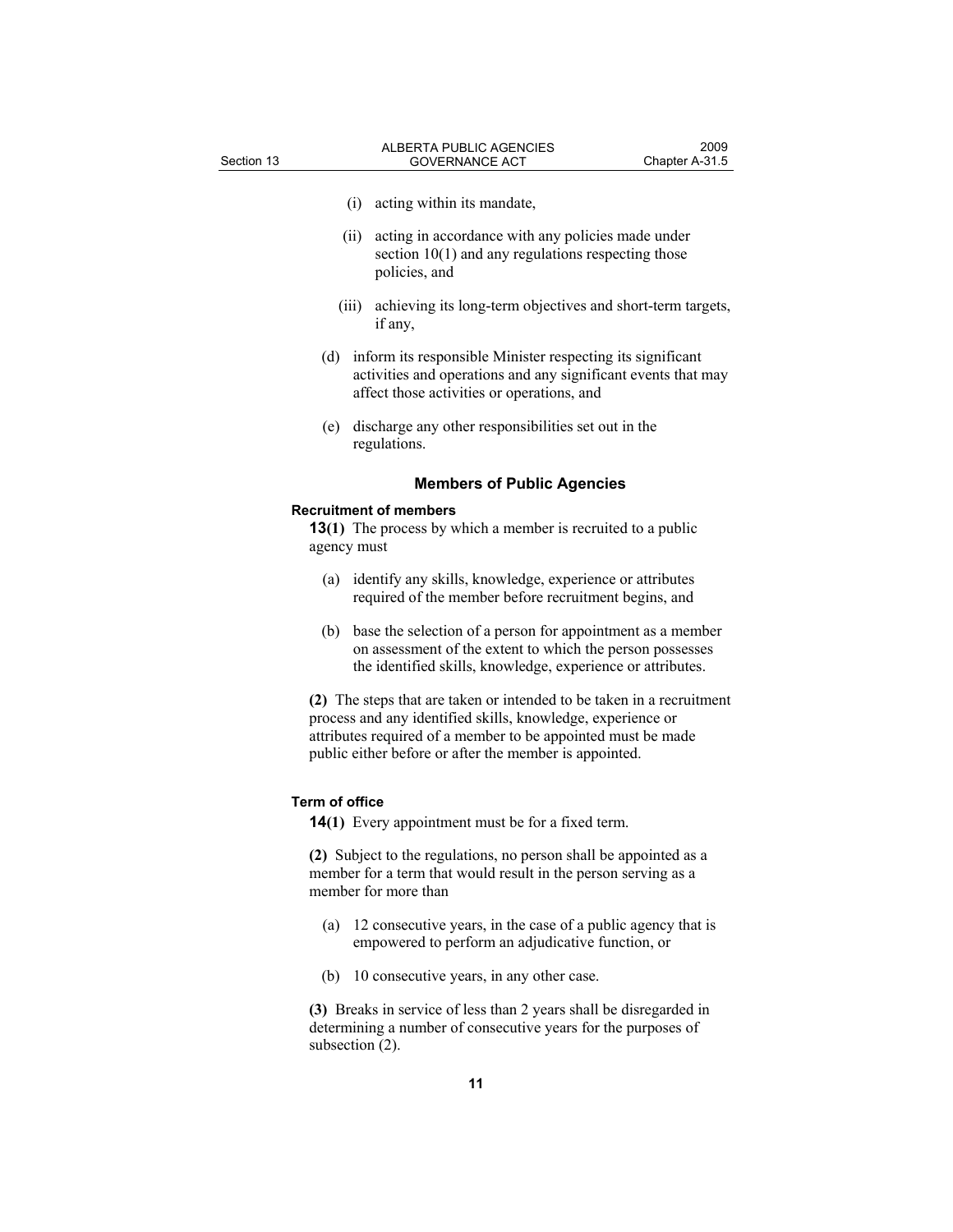(i) acting within its mandate,

(ii) acting in accordance with any policies made under section 10(1) and any regulations respecting those policies, and

(iii) achieving its long-term objectives and short-term targets, if any,

(d) inform its responsible Minister respecting its significant activities and operations and any significant events that may affect those activities or operations, and

(e) discharge any other responsibilities set out in the regulations.

## Members of Public Agencies

### Recruitment of members

**13(1)** The process by which a member is recruited to a public agency must

(a) identify any skills, knowledge, experience or attributes required of the member before recruitment begins, and

(b) base the selection of a person for appointment as a member on assessment of the extent to which the person possesses the identified skills, knowledge, experience or attributes.

**(2)** The steps that are taken or intended to be taken in a recruitment process and any identified skills, knowledge, experience or attributes required of a member to be appointed must be made public either before or after the member is appointed.

### Term of office

**14(1)** Every appointment must be for a fixed term.

**(2)** Subject to the regulations, no person shall be appointed as a member for a term that would result in the person serving as a member for more than

(a) 12 consecutive years, in the case of a public agency that is empowered to perform an adjudicative function, or

(b) 10 consecutive years, in any other case.

**(3)** Breaks in service of less than 2 years shall be disregarded in determining a number of consecutive years for the purposes of subsection (2).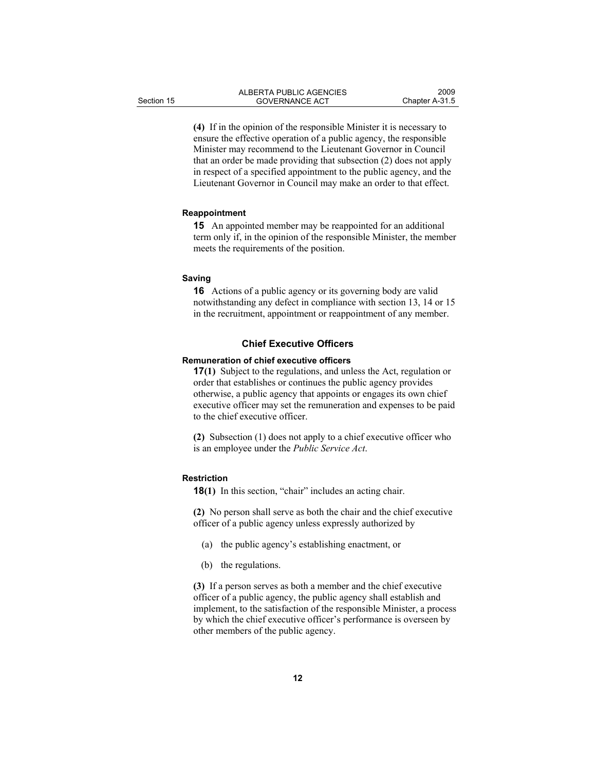**(4)** If in the opinion of the responsible Minister it is necessary to ensure the effective operation of a public agency, the responsible Minister may recommend to the Lieutenant Governor in Council that an order be made providing that subsection (2) does not apply in respect of a specified appointment to the public agency, and the Lieutenant Governor in Council may make an order to that effect.

#### Reappointment

**15** An appointed member may be reappointed for an additional term only if, in the opinion of the responsible Minister, the member meets the requirements of the position.

#### Saving

**16** Actions of a public agency or its governing body are valid notwithstanding any defect in compliance with section 13, 14 or 15 in the recruitment, appointment or reappointment of any member.

### Chief Executive Officers

#### Remuneration of chief executive officers

**17(1)** Subject to the regulations, and unless the Act, regulation or order that establishes or continues the public agency provides otherwise, a public agency that appoints or engages its own chief executive officer may set the remuneration and expenses to be paid to the chief executive officer.

**(2)** Subsection (1) does not apply to a chief executive officer who is an employee under the *Public Service Act*.

#### Restriction

**18(1)** In this section, "chair" includes an acting chair.

**(2)** No person shall serve as both the chair and the chief executive officer of a public agency unless expressly authorized by

- (a) the public agency's establishing enactment, or
- (b) the regulations.

**(3)** If a person serves as both a member and the chief executive officer of a public agency, the public agency shall establish and implement, to the satisfaction of the responsible Minister, a process by which the chief executive officer's performance is overseen by other members of the public agency.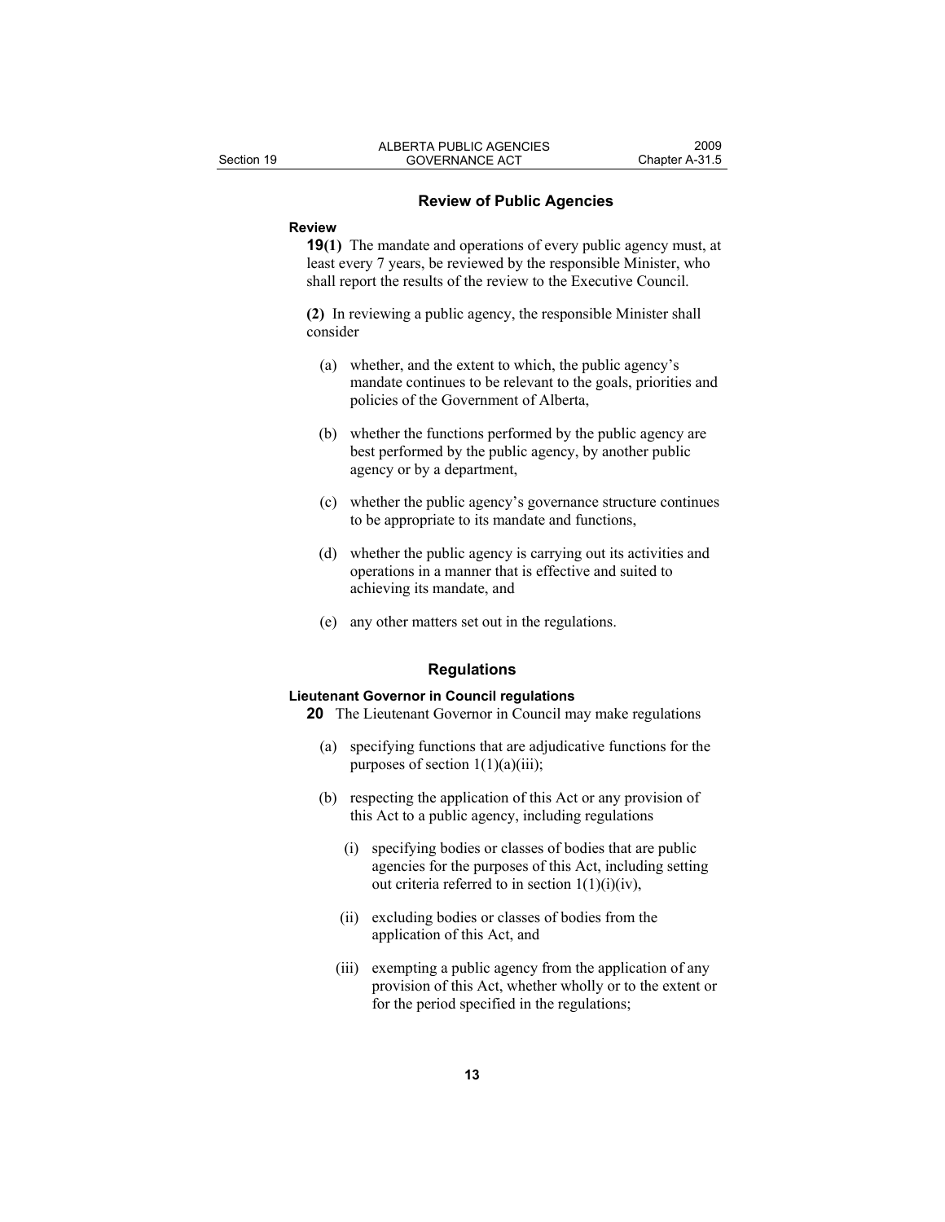## Review of Public Agencies

### Review

**19(1)** The mandate and operations of every public agency must, at least every 7 years, be reviewed by the responsible Minister, who shall report the results of the review to the Executive Council.

**(2)** In reviewing a public agency, the responsible Minister shall consider

- (a) whether, and the extent to which, the public agency's mandate continues to be relevant to the goals, priorities and policies of the Government of Alberta,
- (b) whether the functions performed by the public agency are best performed by the public agency, by another public agency or by a department,
- (c) whether the public agency's governance structure continues to be appropriate to its mandate and functions,
- (d) whether the public agency is carrying out its activities and operations in a manner that is effective and suited to achieving its mandate, and
- (e) any other matters set out in the regulations.

## Regulations

### Lieutenant Governor in Council regulations

**20** The Lieutenant Governor in Council may make regulations

- (a) specifying functions that are adjudicative functions for the purposes of section 1(1)(a)(iii);
- (b) respecting the application of this Act or any provision of this Act to a public agency, including regulations
  - (i) specifying bodies or classes of bodies that are public agencies for the purposes of this Act, including setting out criteria referred to in section 1(1)(i)(iv),
  - (ii) excluding bodies or classes of bodies from the application of this Act, and
  - (iii) exempting a public agency from the application of any provision of this Act, whether wholly or to the extent or for the period specified in the regulations;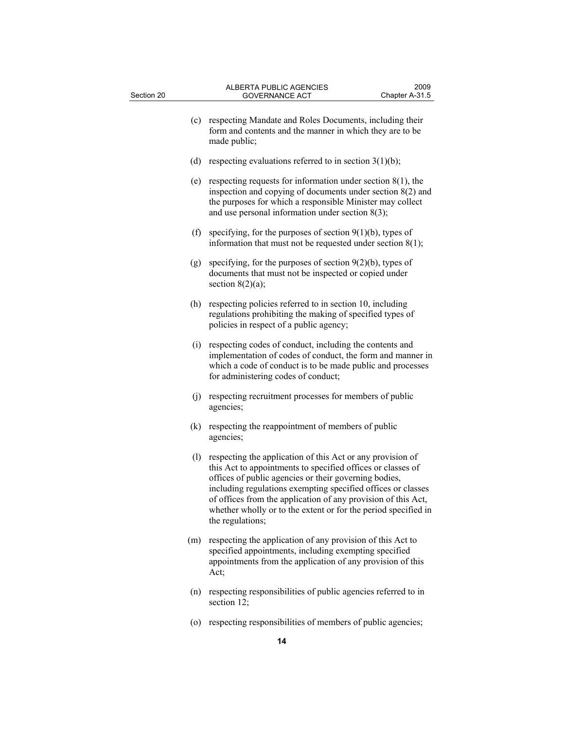(c) respecting Mandate and Roles Documents, including their form and contents and the manner in which they are to be made public;

(d) respecting evaluations referred to in section 3(1)(b);

(e) respecting requests for information under section 8(1), the inspection and copying of documents under section 8(2) and the purposes for which a responsible Minister may collect and use personal information under section 8(3);

(f) specifying, for the purposes of section 9(1)(b), types of information that must not be requested under section 8(1);

(g) specifying, for the purposes of section 9(2)(b), types of documents that must not be inspected or copied under section 8(2)(a);

(h) respecting policies referred to in section 10, including regulations prohibiting the making of specified types of policies in respect of a public agency;

(i) respecting codes of conduct, including the contents and implementation of codes of conduct, the form and manner in which a code of conduct is to be made public and processes for administering codes of conduct;

(j) respecting recruitment processes for members of public agencies;

(k) respecting the reappointment of members of public agencies;

(l) respecting the application of this Act or any provision of this Act to appointments to specified offices or classes of offices of public agencies or their governing bodies, including regulations exempting specified offices or classes of offices from the application of any provision of this Act, whether wholly or to the extent or for the period specified in the regulations;

(m) respecting the application of any provision of this Act to specified appointments, including exempting specified appointments from the application of any provision of this Act;

(n) respecting responsibilities of public agencies referred to in section 12;

(o) respecting responsibilities of members of public agencies;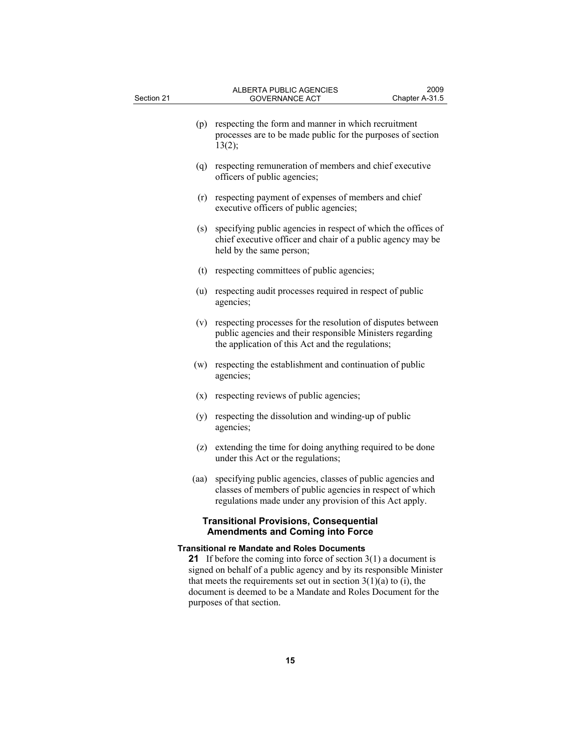(p) respecting the form and manner in which recruitment processes are to be made public for the purposes of section 13(2);

(q) respecting remuneration of members and chief executive officers of public agencies;

(r) respecting payment of expenses of members and chief executive officers of public agencies;

(s) specifying public agencies in respect of which the offices of chief executive officer and chair of a public agency may be held by the same person;

(t) respecting committees of public agencies;

(u) respecting audit processes required in respect of public agencies;

(v) respecting processes for the resolution of disputes between public agencies and their responsible Ministers regarding the application of this Act and the regulations;

(w) respecting the establishment and continuation of public agencies;

(x) respecting reviews of public agencies;

(y) respecting the dissolution and winding-up of public agencies;

(z) extending the time for doing anything required to be done under this Act or the regulations;

(aa) specifying public agencies, classes of public agencies and classes of members of public agencies in respect of which regulations made under any provision of this Act apply.

## Transitional Provisions, Consequential Amendments and Coming into Force

**Transitional re Mandate and Roles Documents**

**21** If before the coming into force of section 3(1) a document is signed on behalf of a public agency and by its responsible Minister that meets the requirements set out in section 3(1)(a) to (i), the document is deemed to be a Mandate and Roles Document for the purposes of that section.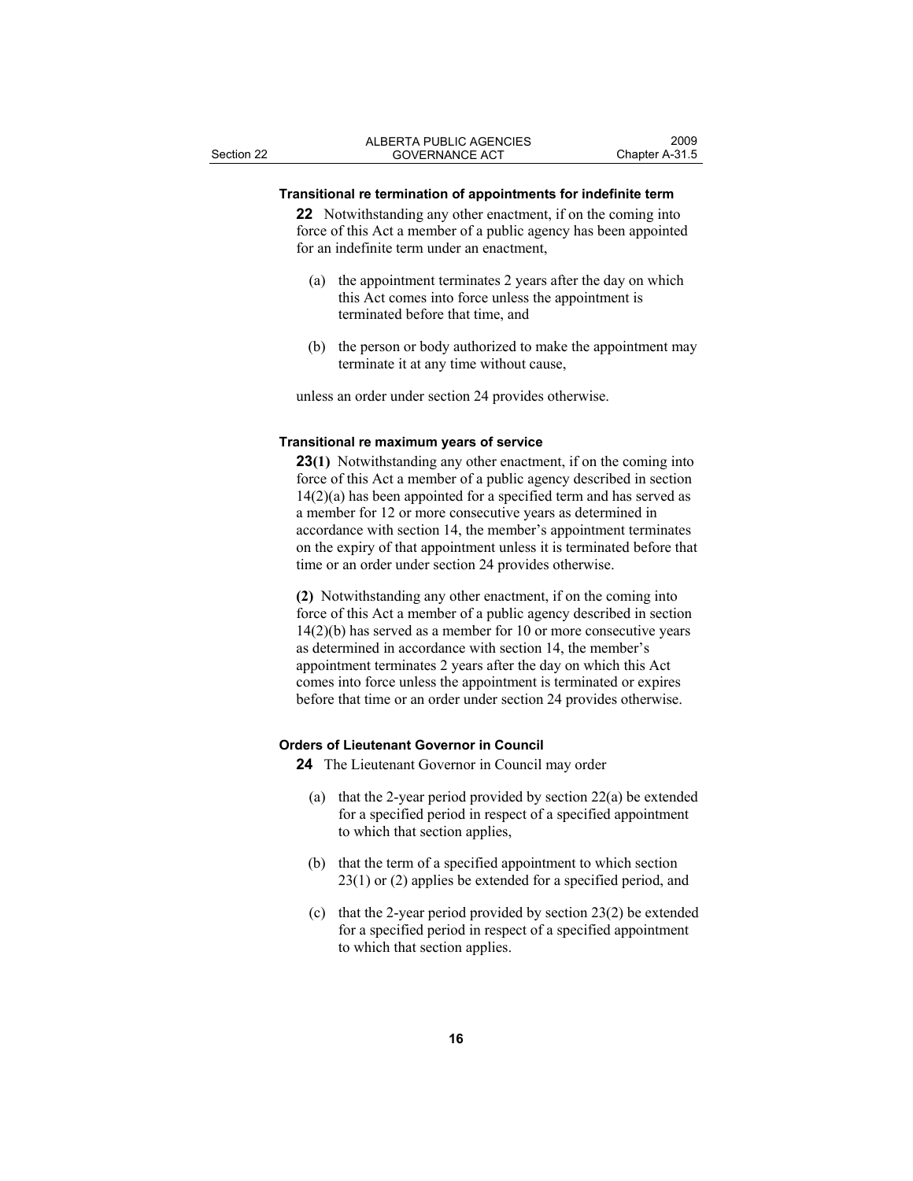**Transitional re termination of appointments for indefinite term**

**22** Notwithstanding any other enactment, if on the coming into force of this Act a member of a public agency has been appointed for an indefinite term under an enactment,

(a) the appointment terminates 2 years after the day on which this Act comes into force unless the appointment is terminated before that time, and

(b) the person or body authorized to make the appointment may terminate it at any time without cause,

unless an order under section 24 provides otherwise.

**Transitional re maximum years of service**

**23(1)** Notwithstanding any other enactment, if on the coming into force of this Act a member of a public agency described in section 14(2)(a) has been appointed for a specified term and has served as a member for 12 or more consecutive years as determined in accordance with section 14, the member's appointment terminates on the expiry of that appointment unless it is terminated before that time or an order under section 24 provides otherwise.

**(2)** Notwithstanding any other enactment, if on the coming into force of this Act a member of a public agency described in section 14(2)(b) has served as a member for 10 or more consecutive years as determined in accordance with section 14, the member's appointment terminates 2 years after the day on which this Act comes into force unless the appointment is terminated or expires before that time or an order under section 24 provides otherwise.

**Orders of Lieutenant Governor in Council**

**24** The Lieutenant Governor in Council may order

(a) that the 2-year period provided by section 22(a) be extended for a specified period in respect of a specified appointment to which that section applies,

(b) that the term of a specified appointment to which section 23(1) or (2) applies be extended for a specified period, and

(c) that the 2-year period provided by section 23(2) be extended for a specified period in respect of a specified appointment to which that section applies.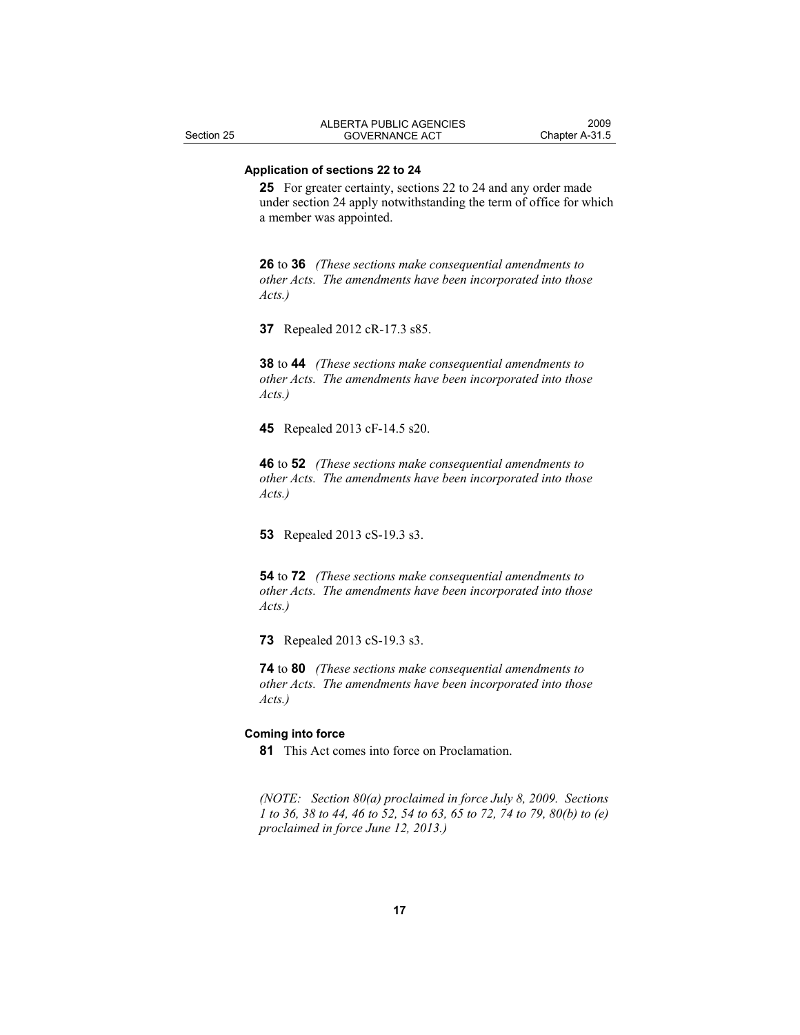**Application of sections 22 to 24**

**25** For greater certainty, sections 22 to 24 and any order made under section 24 apply notwithstanding the term of office for which a member was appointed.

**26** to **36** *(These sections make consequential amendments to other Acts. The amendments have been incorporated into those Acts.)*

**37** Repealed 2012 cR-17.3 s85.

**38** to **44** *(These sections make consequential amendments to other Acts. The amendments have been incorporated into those Acts.)*

**45** Repealed 2013 cF-14.5 s20.

**46** to **52** *(These sections make consequential amendments to other Acts. The amendments have been incorporated into those Acts.)*

**53** Repealed 2013 cS-19.3 s3.

**54** to **72** *(These sections make consequential amendments to other Acts. The amendments have been incorporated into those Acts.)*

**73** Repealed 2013 cS-19.3 s3.

**74** to **80** *(These sections make consequential amendments to other Acts. The amendments have been incorporated into those Acts.)*

**Coming into force**

**81** This Act comes into force on Proclamation.

*(NOTE: Section 80(a) proclaimed in force July 8, 2009. Sections 1 to 36, 38 to 44, 46 to 52, 54 to 63, 65 to 72, 74 to 79, 80(b) to (e) proclaimed in force June 12, 2013.)*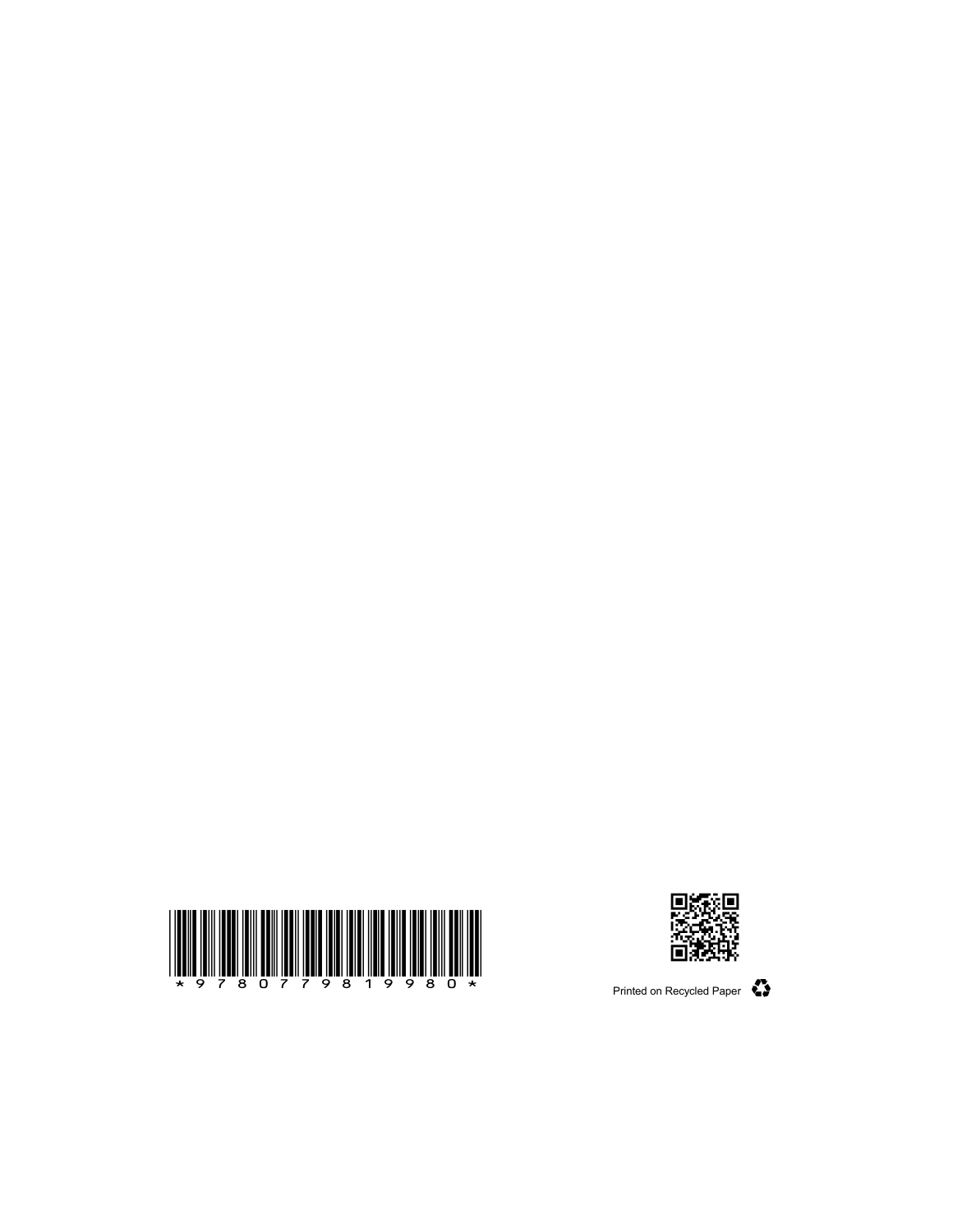*9780779819980*

Printed on Recycled Paper